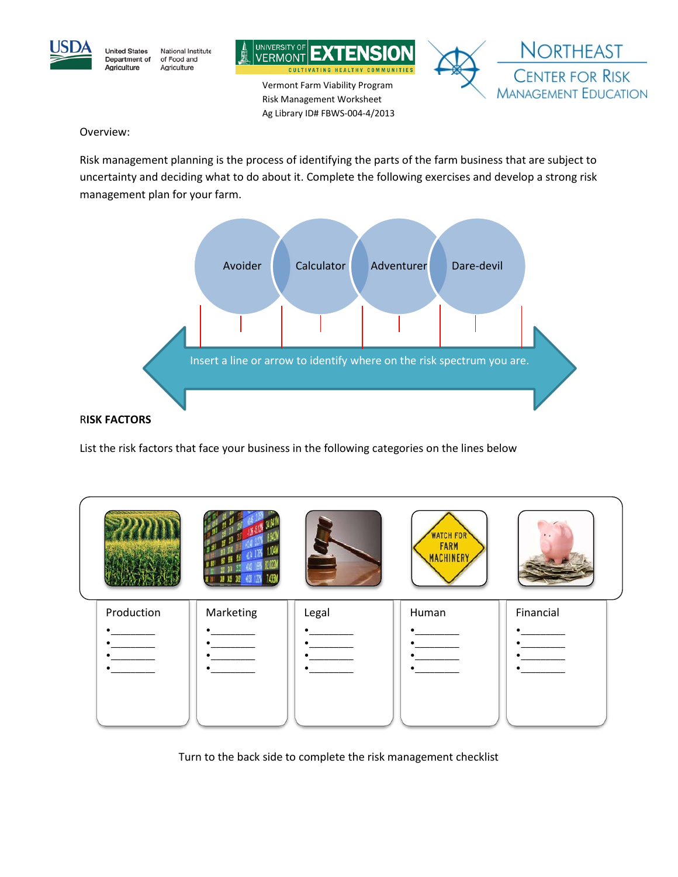Vermont Farm Viability Program
Risk Management Worksheet
Ag Library ID# FBWS-004-4/2013

Overview:

Risk management planning is the process of identifying the parts of the farm business that are subject to uncertainty and deciding what to do about it. Complete the following exercises and develop a strong risk management plan for your farm.

Avoider — Calculator — Adventurer — Dare-devil

Insert a line or arrow to identify where on the risk spectrum you are.

**RISK FACTORS**

List the risk factors that face your business in the following categories on the lines below

| Production | Marketing | Legal | Human | Financial |
|---|---|---|---|---|
| • ________ | • ________ | • ________ | • ________ | • ________ |
| • ________ | • ________ | • ________ | • ________ | • ________ |
| • ________ | • ________ | • ________ | • ________ | • ________ |
| • ________ | • ________ | • ________ | • ________ | • ________ |

Turn to the back side to complete the risk management checklist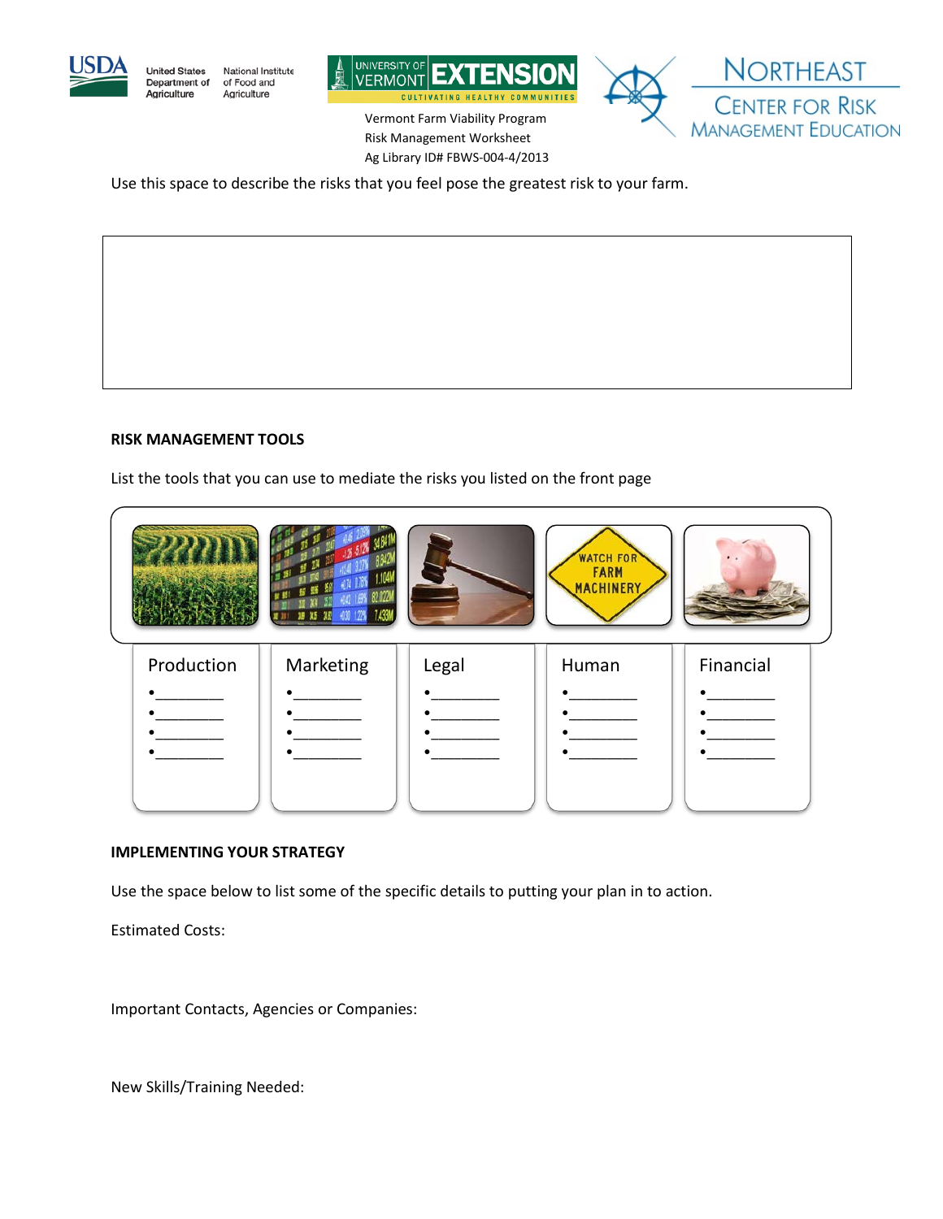Vermont Farm Viability Program
Risk Management Worksheet
Ag Library ID# FBWS-004-4/2013

Use this space to describe the risks that you feel pose the greatest risk to your farm.

**RISK MANAGEMENT TOOLS**

List the tools that you can use to mediate the risks you listed on the front page

| Production | Marketing | Legal | Human | Financial |
| --- | --- | --- | --- | --- |
| •________ | •________ | •________ | •________ | •________ |
| •________ | •________ | •________ | •________ | •________ |
| •________ | •________ | •________ | •________ | •________ |
| •________ | •________ | •________ | •________ | •________ |

**IMPLEMENTING YOUR STRATEGY**

Use the space below to list some of the specific details to putting your plan in to action.

Estimated Costs:

Important Contacts, Agencies or Companies:

New Skills/Training Needed: